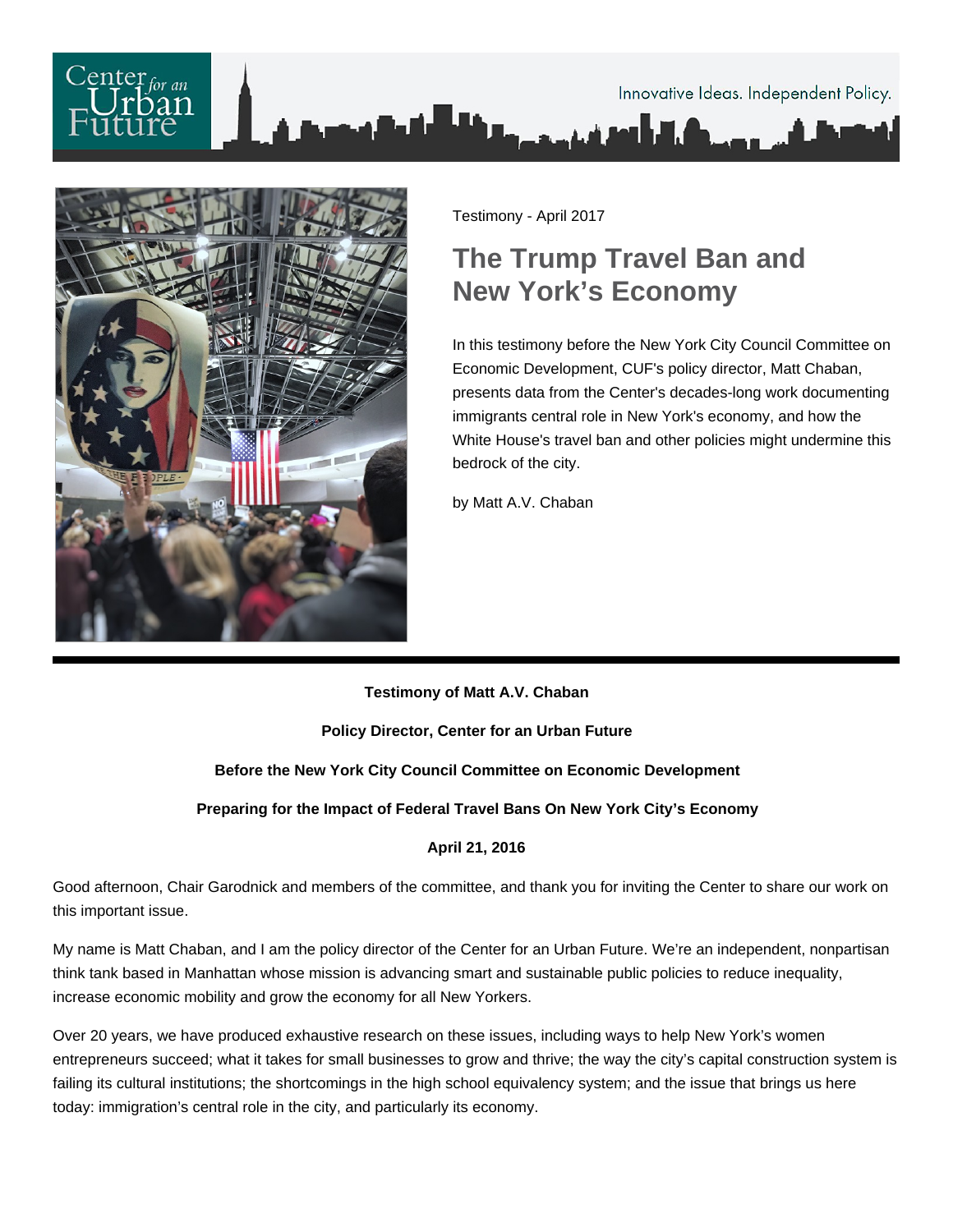Testimony - April 2017

# The Trump Travel Ban and New York's Economy

In this testimony before the New York City Council Committee on Economic Development, CUF's policy director, Matt Chaban, presents data from the Center's decades-long work documenting immigrants central role in New York's economy, and how the White House's travel ban and other policies might undermine this bedrock of the city.

by Matt A.V. Chaban

---

**Testimony of Matt A.V. Chaban**

**Policy Director, Center for an Urban Future**

**Before the New York City Council Committee on Economic Development**

**Preparing for the Impact of Federal Travel Bans On New York City's Economy**

**April 21, 2016**

Good afternoon, Chair Garodnick and members of the committee, and thank you for inviting the Center to share our work on this important issue.

My name is Matt Chaban, and I am the policy director of the Center for an Urban Future. We're an independent, nonpartisan think tank based in Manhattan whose mission is advancing smart and sustainable public policies to reduce inequality, increase economic mobility and grow the economy for all New Yorkers.

Over 20 years, we have produced exhaustive research on these issues, including ways to help New York's women entrepreneurs succeed; what it takes for small businesses to grow and thrive; the way the city's capital construction system is failing its cultural institutions; the shortcomings in the high school equivalency system; and the issue that brings us here today: immigration's central role in the city, and particularly its economy.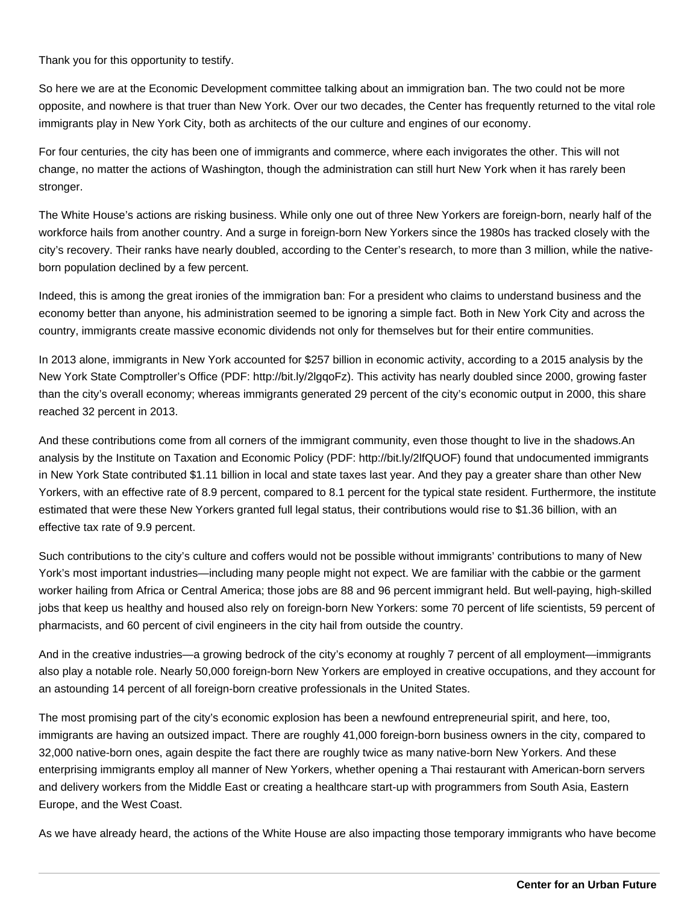Thank you for this opportunity to testify.

So here we are at the Economic Development committee talking about an immigration ban. The two could not be more opposite, and nowhere is that truer than New York. Over our two decades, the Center has frequently returned to the vital role immigrants play in New York City, both as architects of the our culture and engines of our economy.

For four centuries, the city has been one of immigrants and commerce, where each invigorates the other. This will not change, no matter the actions of Washington, though the administration can still hurt New York when it has rarely been stronger.

The White House's actions are risking business. While only one out of three New Yorkers are foreign-born, nearly half of the workforce hails from another country. And a surge in foreign-born New Yorkers since the 1980s has tracked closely with the city's recovery. Their ranks have nearly doubled, according to the Center's research, to more than 3 million, while the native-born population declined by a few percent.

Indeed, this is among the great ironies of the immigration ban: For a president who claims to understand business and the economy better than anyone, his administration seemed to be ignoring a simple fact. Both in New York City and across the country, immigrants create massive economic dividends not only for themselves but for their entire communities.

In 2013 alone, immigrants in New York accounted for $257 billion in economic activity, according to a 2015 analysis by the New York State Comptroller's Office (PDF: http://bit.ly/2lgqoFz). This activity has nearly doubled since 2000, growing faster than the city's overall economy; whereas immigrants generated 29 percent of the city's economic output in 2000, this share reached 32 percent in 2013.

And these contributions come from all corners of the immigrant community, even those thought to live in the shadows.An analysis by the Institute on Taxation and Economic Policy (PDF: http://bit.ly/2lfQUOF) found that undocumented immigrants in New York State contributed $1.11 billion in local and state taxes last year. And they pay a greater share than other New Yorkers, with an effective rate of 8.9 percent, compared to 8.1 percent for the typical state resident. Furthermore, the institute estimated that were these New Yorkers granted full legal status, their contributions would rise to $1.36 billion, with an effective tax rate of 9.9 percent.

Such contributions to the city's culture and coffers would not be possible without immigrants' contributions to many of New York's most important industries—including many people might not expect. We are familiar with the cabbie or the garment worker hailing from Africa or Central America; those jobs are 88 and 96 percent immigrant held. But well-paying, high-skilled jobs that keep us healthy and housed also rely on foreign-born New Yorkers: some 70 percent of life scientists, 59 percent of pharmacists, and 60 percent of civil engineers in the city hail from outside the country.

And in the creative industries—a growing bedrock of the city's economy at roughly 7 percent of all employment—immigrants also play a notable role. Nearly 50,000 foreign-born New Yorkers are employed in creative occupations, and they account for an astounding 14 percent of all foreign-born creative professionals in the United States.

The most promising part of the city's economic explosion has been a newfound entrepreneurial spirit, and here, too, immigrants are having an outsized impact. There are roughly 41,000 foreign-born business owners in the city, compared to 32,000 native-born ones, again despite the fact there are roughly twice as many native-born New Yorkers. And these enterprising immigrants employ all manner of New Yorkers, whether opening a Thai restaurant with American-born servers and delivery workers from the Middle East or creating a healthcare start-up with programmers from South Asia, Eastern Europe, and the West Coast.

As we have already heard, the actions of the White House are also impacting those temporary immigrants who have become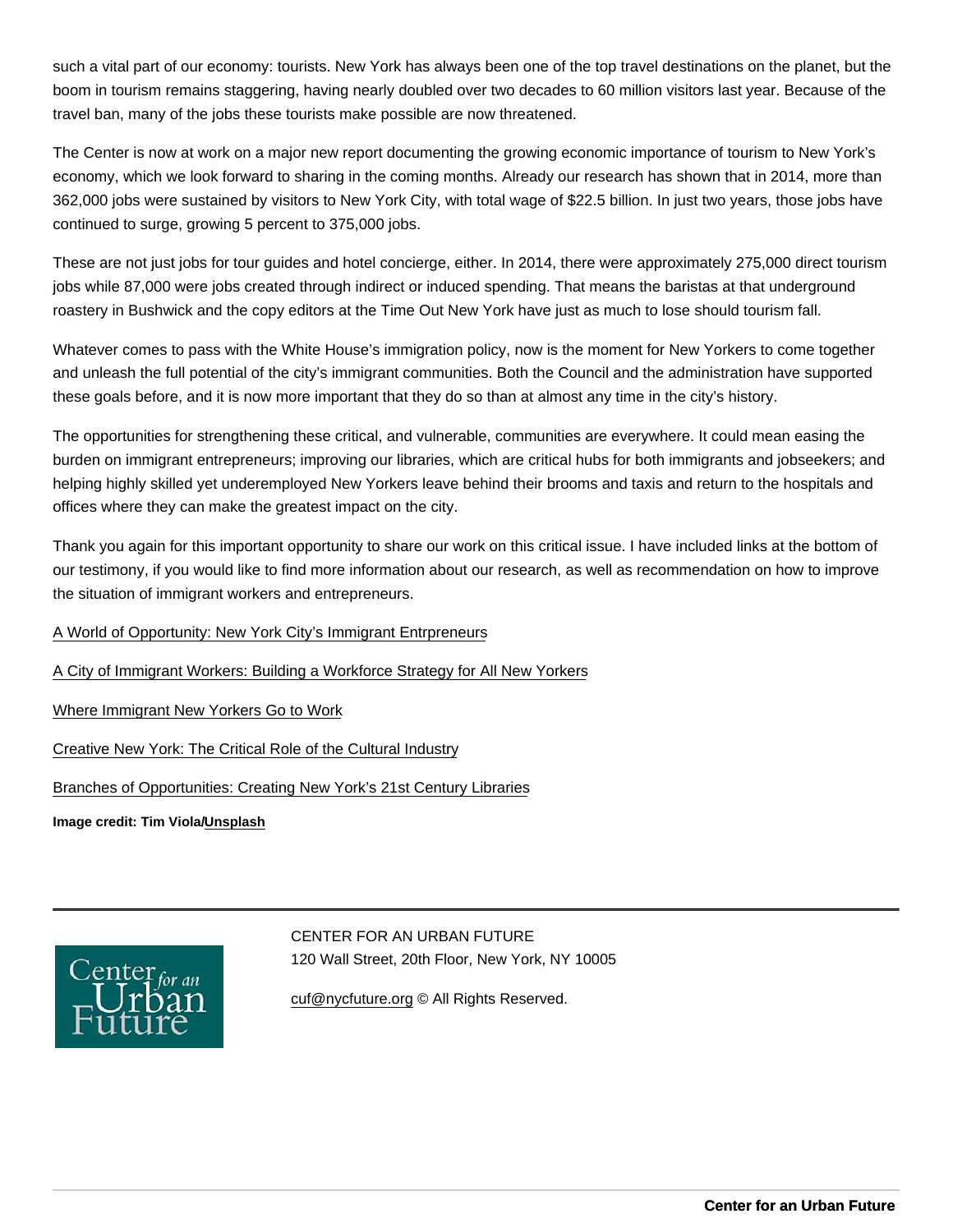such a vital part of our economy: tourists. New York has always been one of the top travel destinations on the planet, but the boom in tourism remains staggering, having nearly doubled over two decades to 60 million visitors last year. Because of the travel ban, many of the jobs these tourists make possible are now threatened.

The Center is now at work on a major new report documenting the growing economic importance of tourism to New York's economy, which we look forward to sharing in the coming months. Already our research has shown that in 2014, more than 362,000 jobs were sustained by visitors to New York City, with total wage of $22.5 billion. In just two years, those jobs have continued to surge, growing 5 percent to 375,000 jobs.

These are not just jobs for tour guides and hotel concierge, either. In 2014, there were approximately 275,000 direct tourism jobs while 87,000 were jobs created through indirect or induced spending. That means the baristas at that underground roastery in Bushwick and the copy editors at the Time Out New York have just as much to lose should tourism fall.

Whatever comes to pass with the White House's immigration policy, now is the moment for New Yorkers to come together and unleash the full potential of the city's immigrant communities. Both the Council and the administration have supported these goals before, and it is now more important that they do so than at almost any time in the city's history.

The opportunities for strengthening these critical, and vulnerable, communities are everywhere. It could mean easing the burden on immigrant entrepreneurs; improving our libraries, which are critical hubs for both immigrants and jobseekers; and helping highly skilled yet underemployed New Yorkers leave behind their brooms and taxis and return to the hospitals and offices where they can make the greatest impact on the city.

Thank you again for this important opportunity to share our work on this critical issue. I have included links at the bottom of our testimony, if you would like to find more information about our research, as well as recommendation on how to improve the situation of immigrant workers and entrepreneurs.

A World of Opportunity: New York City's Immigrant Entrpreneurs

A City of Immigrant Workers: Building a Workforce Strategy for All New Yorkers

Where Immigrant New Yorkers Go to Work

Creative New York: The Critical Role of the Cultural Industry

Branches of Opportunities: Creating New York's 21st Century Libraries

**Image credit: Tim Viola/Unsplash**

---

CENTER FOR AN URBAN FUTURE
120 Wall Street, 20th Floor, New York, NY 10005

cuf@nycfuture.org © All Rights Reserved.